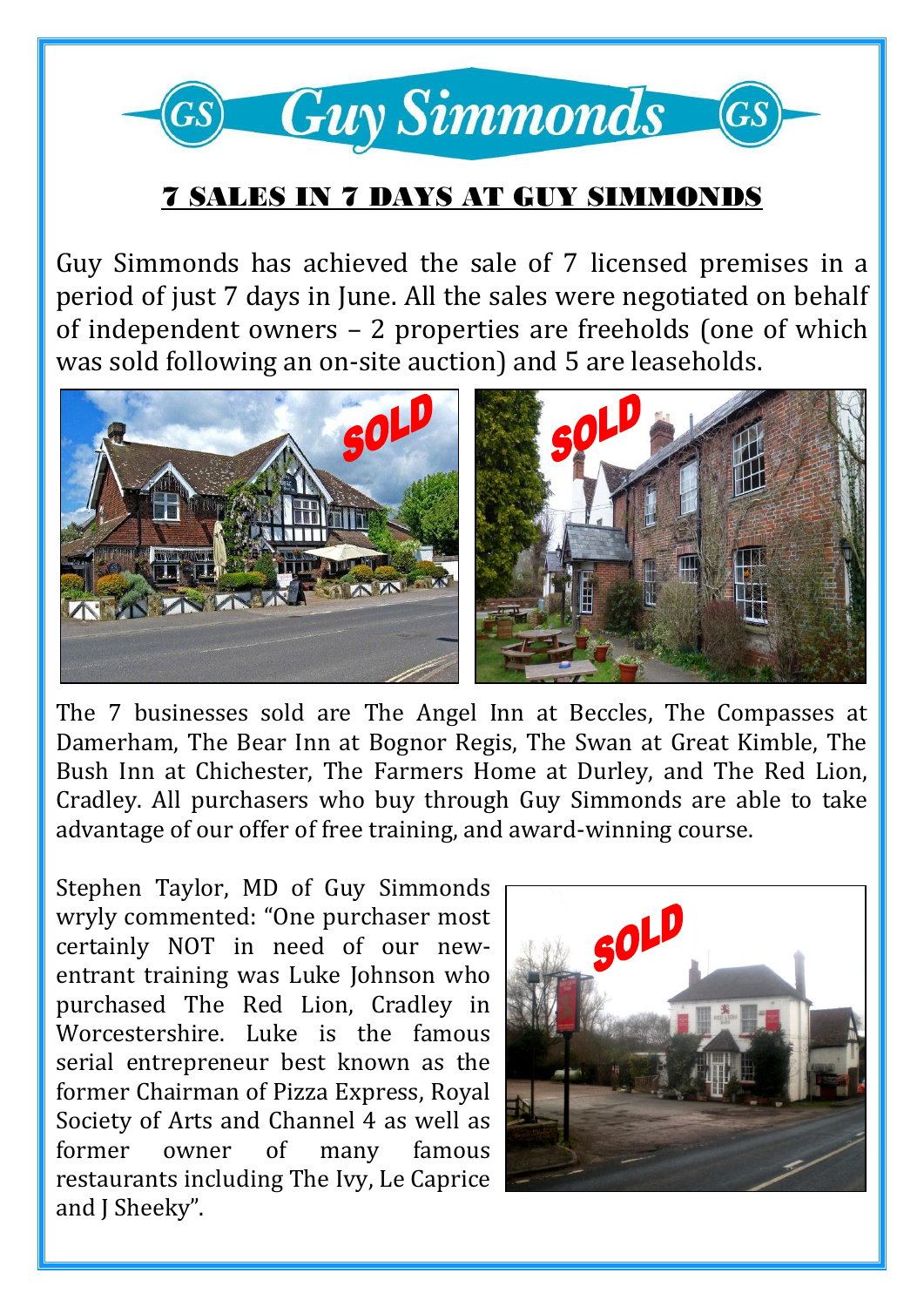Guy Simmonds

# 7 SALES IN 7 DAYS AT GUY SIMMONDS

Guy Simmonds has achieved the sale of 7 licensed premises in a period of just 7 days in June. All the sales were negotiated on behalf of independent owners – 2 properties are freeholds (one of which was sold following an on-site auction) and 5 are leaseholds.

The 7 businesses sold are The Angel Inn at Beccles, The Compasses at Damerham, The Bear Inn at Bognor Regis, The Swan at Great Kimble, The Bush Inn at Chichester, The Farmers Home at Durley, and The Red Lion, Cradley. All purchasers who buy through Guy Simmonds are able to take advantage of our offer of free training, and award-winning course.

Stephen Taylor, MD of Guy Simmonds wryly commented: "One purchaser most certainly NOT in need of our new-entrant training was Luke Johnson who purchased The Red Lion, Cradley in Worcestershire. Luke is the famous serial entrepreneur best known as the former Chairman of Pizza Express, Royal Society of Arts and Channel 4 as well as former owner of many famous restaurants including The Ivy, Le Caprice and J Sheeky".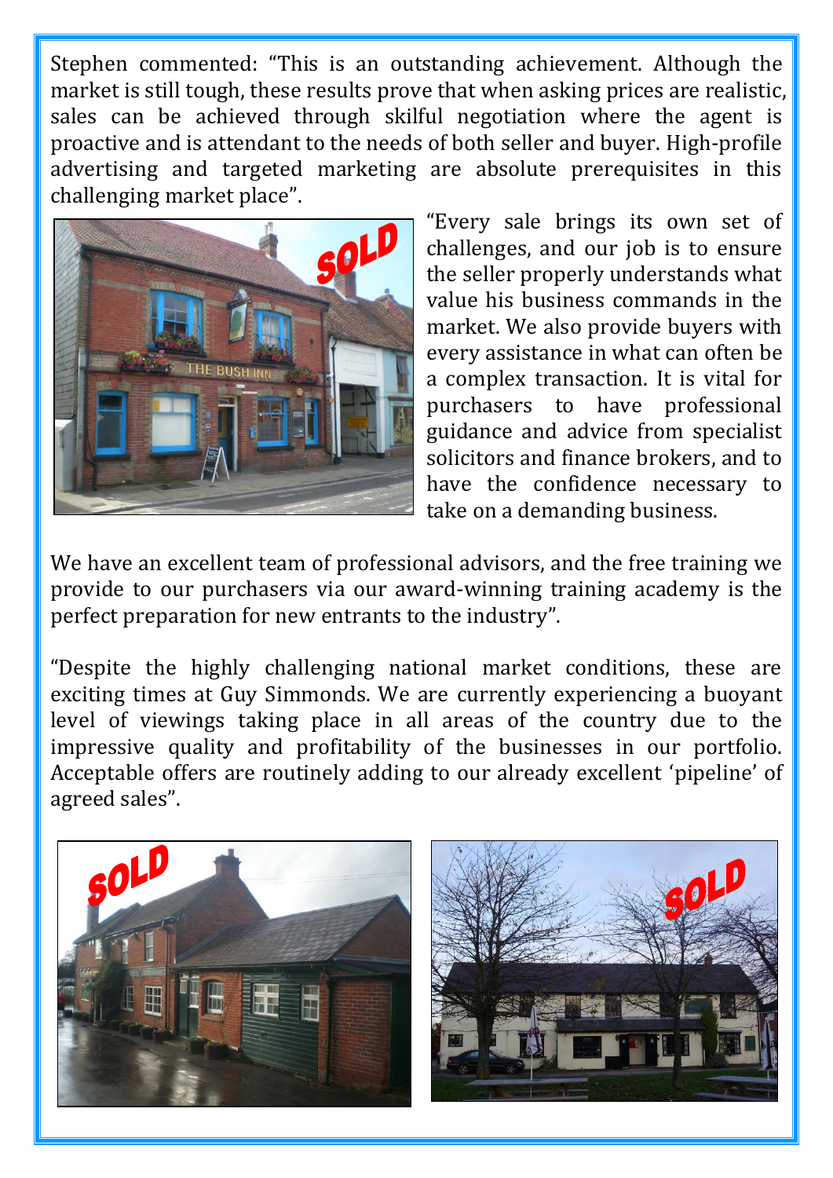Stephen commented: "This is an outstanding achievement. Although the market is still tough, these results prove that when asking prices are realistic, sales can be achieved through skilful negotiation where the agent is proactive and is attendant to the needs of both seller and buyer. High-profile advertising and targeted marketing are absolute prerequisites in this challenging market place".

"Every sale brings its own set of challenges, and our job is to ensure the seller properly understands what value his business commands in the market. We also provide buyers with every assistance in what can often be a complex transaction. It is vital for purchasers to have professional guidance and advice from specialist solicitors and finance brokers, and to have the confidence necessary to take on a demanding business.

We have an excellent team of professional advisors, and the free training we provide to our purchasers via our award-winning training academy is the perfect preparation for new entrants to the industry".

"Despite the highly challenging national market conditions, these are exciting times at Guy Simmonds. We are currently experiencing a buoyant level of viewings taking place in all areas of the country due to the impressive quality and profitability of the businesses in our portfolio. Acceptable offers are routinely adding to our already excellent 'pipeline' of agreed sales".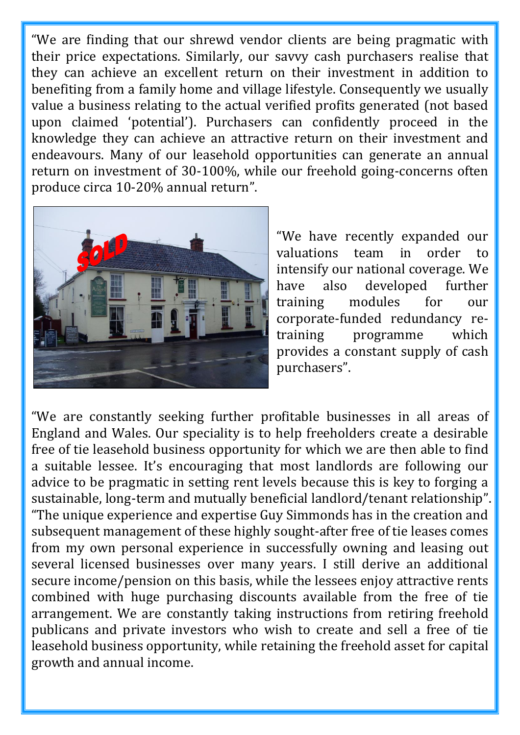"We are finding that our shrewd vendor clients are being pragmatic with their price expectations. Similarly, our savvy cash purchasers realise that they can achieve an excellent return on their investment in addition to benefiting from a family home and village lifestyle. Consequently we usually value a business relating to the actual verified profits generated (not based upon claimed 'potential'). Purchasers can confidently proceed in the knowledge they can achieve an attractive return on their investment and endeavours. Many of our leasehold opportunities can generate an annual return on investment of 30-100%, while our freehold going-concerns often produce circa 10-20% annual return".

"We have recently expanded our valuations team in order to intensify our national coverage. We have also developed further training modules for our corporate-funded redundancy re-training programme which provides a constant supply of cash purchasers".

"We are constantly seeking further profitable businesses in all areas of England and Wales. Our speciality is to help freeholders create a desirable free of tie leasehold business opportunity for which we are then able to find a suitable lessee. It's encouraging that most landlords are following our advice to be pragmatic in setting rent levels because this is key to forging a sustainable, long-term and mutually beneficial landlord/tenant relationship". "The unique experience and expertise Guy Simmonds has in the creation and subsequent management of these highly sought-after free of tie leases comes from my own personal experience in successfully owning and leasing out several licensed businesses over many years. I still derive an additional secure income/pension on this basis, while the lessees enjoy attractive rents combined with huge purchasing discounts available from the free of tie arrangement. We are constantly taking instructions from retiring freehold publicans and private investors who wish to create and sell a free of tie leasehold business opportunity, while retaining the freehold asset for capital growth and annual income.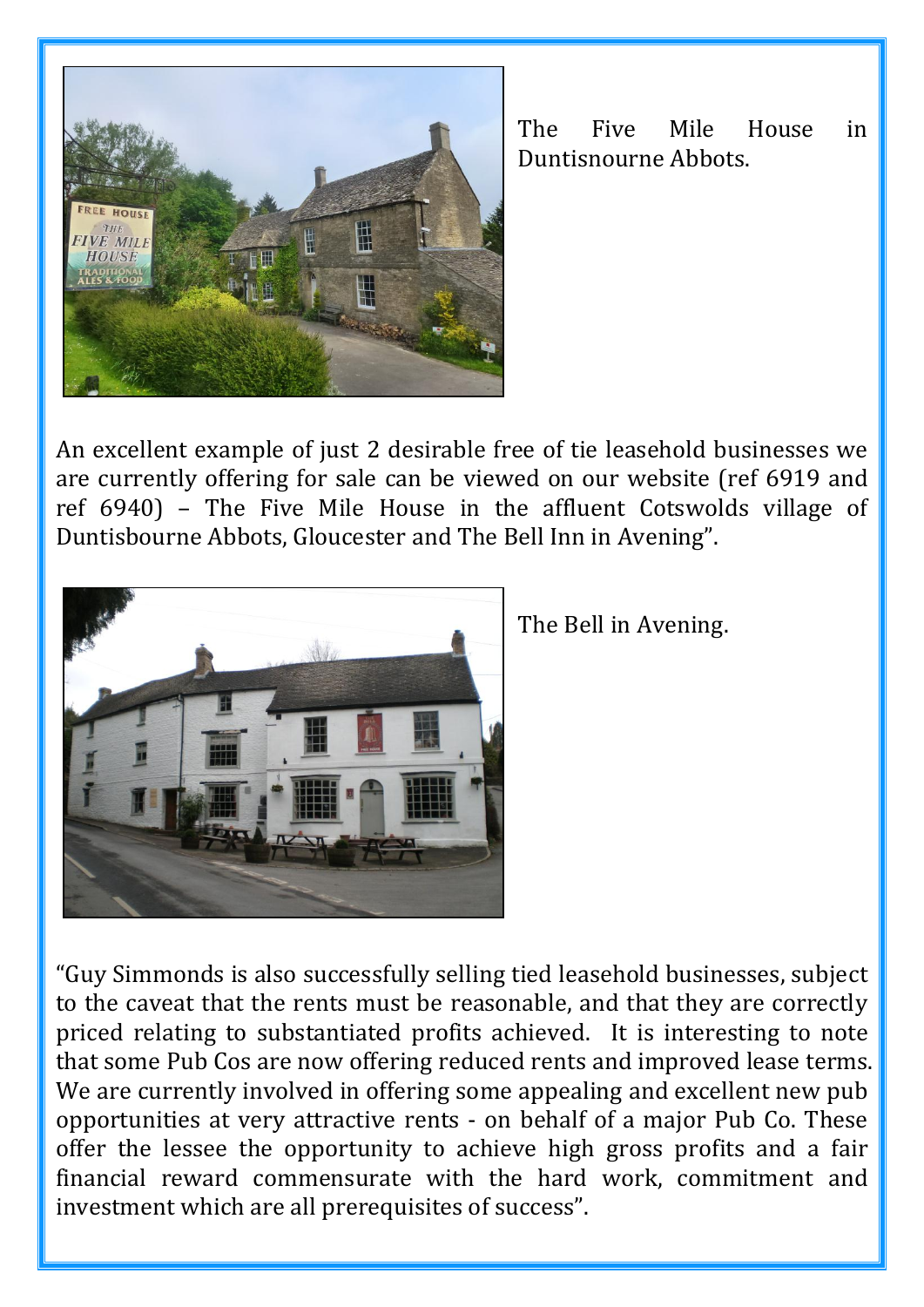The Five Mile House in Duntisnourne Abbots.

An excellent example of just 2 desirable free of tie leasehold businesses we are currently offering for sale can be viewed on our website (ref 6919 and ref 6940) – The Five Mile House in the affluent Cotswolds village of Duntisbourne Abbots, Gloucester and The Bell Inn in Avening".

The Bell in Avening.

"Guy Simmonds is also successfully selling tied leasehold businesses, subject to the caveat that the rents must be reasonable, and that they are correctly priced relating to substantiated profits achieved. It is interesting to note that some Pub Cos are now offering reduced rents and improved lease terms. We are currently involved in offering some appealing and excellent new pub opportunities at very attractive rents - on behalf of a major Pub Co. These offer the lessee the opportunity to achieve high gross profits and a fair financial reward commensurate with the hard work, commitment and investment which are all prerequisites of success".